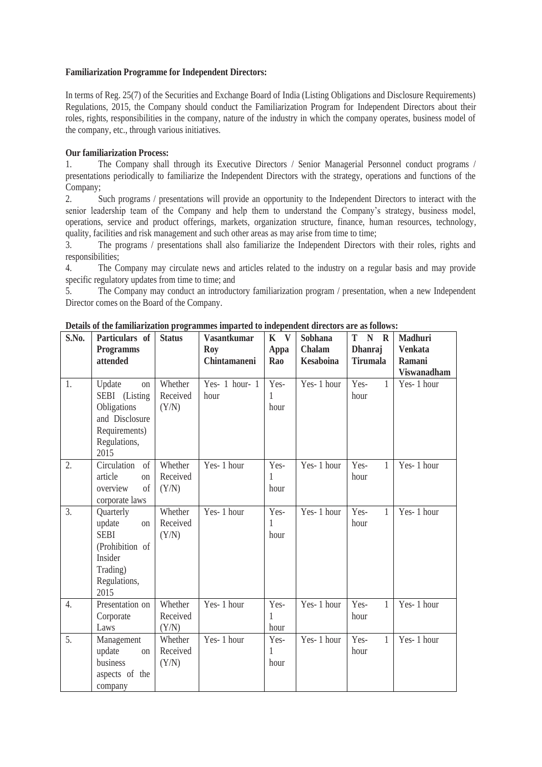**Familiarization Programme for Independent Directors:**

In terms of Reg. 25(7) of the Securities and Exchange Board of India (Listing Obligations and Disclosure Requirements) Regulations, 2015, the Company should conduct the Familiarization Program for Independent Directors about their roles, rights, responsibilities in the company, nature of the industry in which the company operates, business model of the company, etc., through various initiatives.

**Our familiarization Process:**

1. The Company shall through its Executive Directors / Senior Managerial Personnel conduct programs / presentations periodically to familiarize the Independent Directors with the strategy, operations and functions of the Company;
2. Such programs / presentations will provide an opportunity to the Independent Directors to interact with the senior leadership team of the Company and help them to understand the Company's strategy, business model, operations, service and product offerings, markets, organization structure, finance, human resources, technology, quality, facilities and risk management and such other areas as may arise from time to time;
3. The programs / presentations shall also familiarize the Independent Directors with their roles, rights and responsibilities;
4. The Company may circulate news and articles related to the industry on a regular basis and may provide specific regulatory updates from time to time; and
5. The Company may conduct an introductory familiarization program / presentation, when a new Independent Director comes on the Board of the Company.

**Details of the familiarization programmes imparted to independent directors are as follows:**

| S.No. | Particulars of Programms attended | Status | Vasantkumar Roy Chintamaneni | K V Appa Rao | Sobhana Chalam Kesaboina | T N R Dhanraj Tirumala | Madhuri Venkata Ramani Viswanadham |
|---|---|---|---|---|---|---|---|
| 1. | Update on SEBI (Listing Obligations and Disclosure Requirements) Regulations, 2015 | Whether Received (Y/N) | Yes- 1 hour- 1 hour | Yes- 1 hour | Yes- 1 hour | Yes- 1 hour | Yes- 1 hour |
| 2. | Circulation of article on overview of corporate laws | Whether Received (Y/N) | Yes- 1 hour | Yes- 1 hour | Yes- 1 hour | Yes- 1 hour | Yes- 1 hour |
| 3. | Quarterly update on SEBI (Prohibition of Insider Trading) Regulations, 2015 | Whether Received (Y/N) | Yes- 1 hour | Yes- 1 hour | Yes- 1 hour | Yes- 1 hour | Yes- 1 hour |
| 4. | Presentation on Corporate Laws | Whether Received (Y/N) | Yes- 1 hour | Yes- 1 hour | Yes- 1 hour | Yes- 1 hour | Yes- 1 hour |
| 5. | Management update on business aspects of the company | Whether Received (Y/N) | Yes- 1 hour | Yes- 1 hour | Yes- 1 hour | Yes- 1 hour | Yes- 1 hour |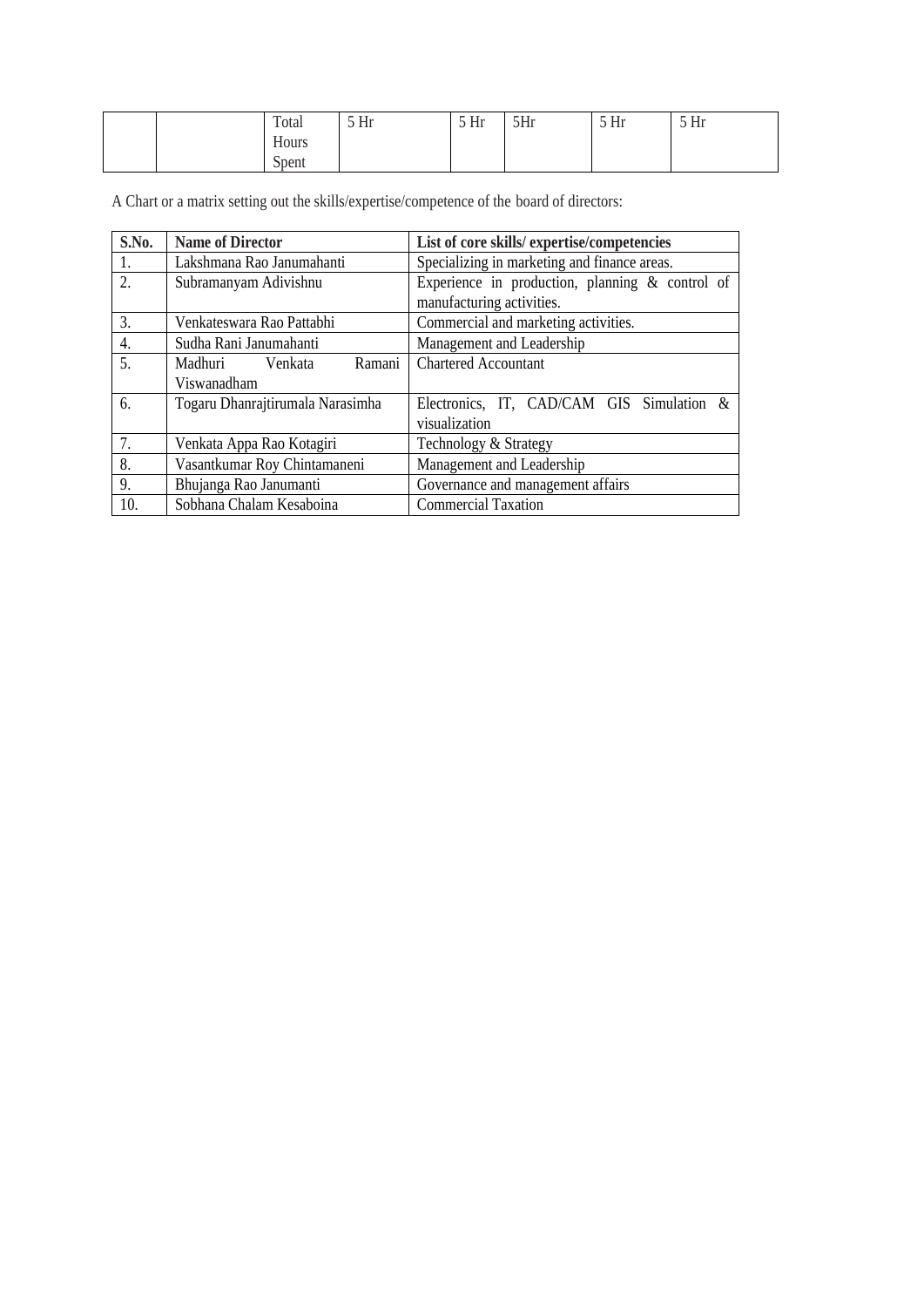| | | | | | | | |
|---|---|---|---|---|---|---|---|
| | | Total Hours Spent | 5 Hr | 5 Hr | 5Hr | 5 Hr | 5 Hr |

A Chart or a matrix setting out the skills/expertise/competence of the board of directors:

| S.No. | Name of Director | List of core skills/ expertise/competencies |
|---|---|---|
| 1. | Lakshmana Rao Janumahanti | Specializing in marketing and finance areas. |
| 2. | Subramanyam Adivishnu | Experience in production, planning & control of manufacturing activities. |
| 3. | Venkateswara Rao Pattabhi | Commercial and marketing activities. |
| 4. | Sudha Rani Janumahanti | Management and Leadership |
| 5. | Madhuri Venkata Ramani Viswanadham | Chartered Accountant |
| 6. | Togaru Dhanrajtirumala Narasimha | Electronics, IT, CAD/CAM GIS Simulation & visualization |
| 7. | Venkata Appa Rao Kotagiri | Technology & Strategy |
| 8. | Vasantkumar Roy Chintamaneni | Management and Leadership |
| 9. | Bhujanga Rao Janumanti | Governance and management affairs |
| 10. | Sobhana Chalam Kesaboina | Commercial Taxation |